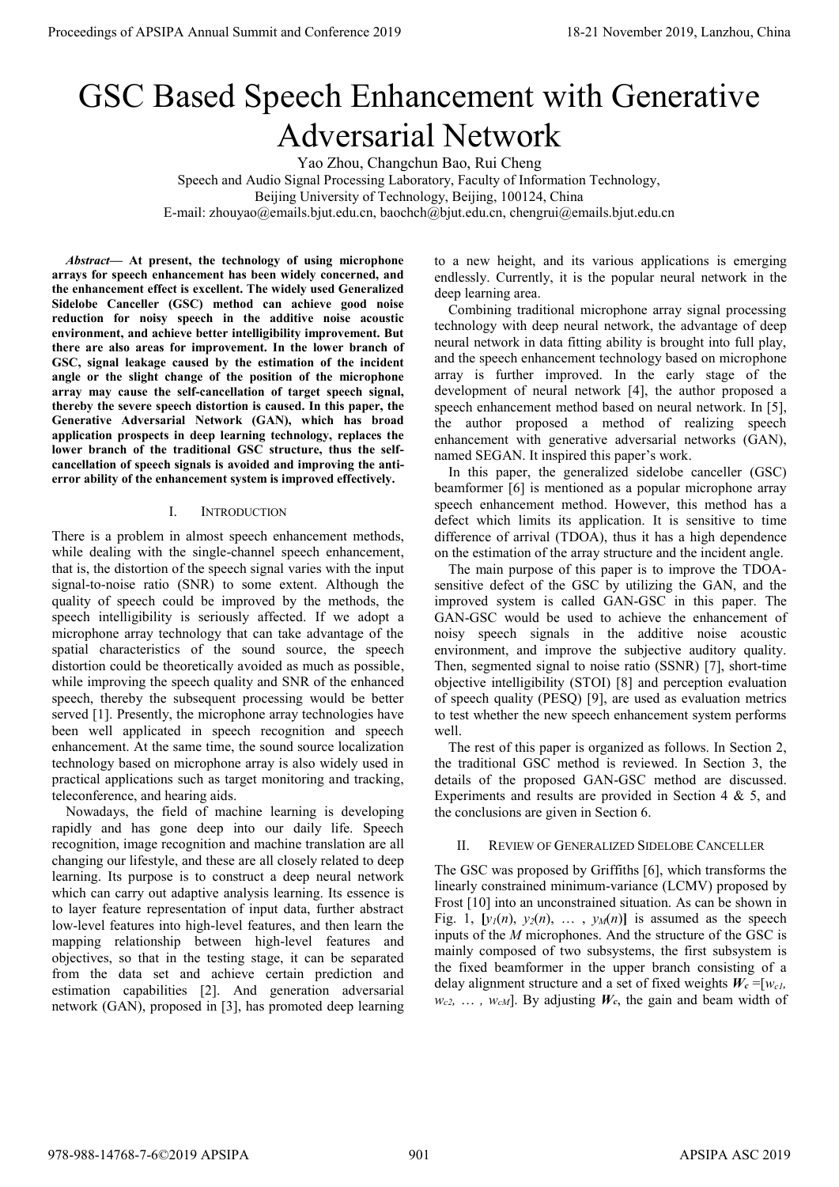# GSC Based Speech Enhancement with Generative Adversarial Network

Yao Zhou, Changchun Bao, Rui Cheng

Speech and Audio Signal Processing Laboratory, Faculty of Information Technology,
Beijing University of Technology, Beijing, 100124, China
E-mail: zhouyao@emails.bjut.edu.cn, baochch@bjut.edu.cn, chengrui@emails.bjut.edu.cn

***Abstract*— At present, the technology of using microphone arrays for speech enhancement has been widely concerned, and the enhancement effect is excellent. The widely used Generalized Sidelobe Canceller (GSC) method can achieve good noise reduction for noisy speech in the additive noise acoustic environment, and achieve better intelligibility improvement. But there are also areas for improvement. In the lower branch of GSC, signal leakage caused by the estimation of the incident angle or the slight change of the position of the microphone array may cause the self-cancellation of target speech signal, thereby the severe speech distortion is caused. In this paper, the Generative Adversarial Network (GAN), which has broad application prospects in deep learning technology, replaces the lower branch of the traditional GSC structure, thus the self-cancellation of speech signals is avoided and improving the anti-error ability of the enhancement system is improved effectively.**

## I. Introduction

There is a problem in almost speech enhancement methods, while dealing with the single-channel speech enhancement, that is, the distortion of the speech signal varies with the input signal-to-noise ratio (SNR) to some extent. Although the quality of speech could be improved by the methods, the speech intelligibility is seriously affected. If we adopt a microphone array technology that can take advantage of the spatial characteristics of the sound source, the speech distortion could be theoretically avoided as much as possible, while improving the speech quality and SNR of the enhanced speech, thereby the subsequent processing would be better served [1]. Presently, the microphone array technologies have been well applicated in speech recognition and speech enhancement. At the same time, the sound source localization technology based on microphone array is also widely used in practical applications such as target monitoring and tracking, teleconference, and hearing aids.

Nowadays, the field of machine learning is developing rapidly and has gone deep into our daily life. Speech recognition, image recognition and machine translation are all changing our lifestyle, and these are all closely related to deep learning. Its purpose is to construct a deep neural network which can carry out adaptive analysis learning. Its essence is to layer feature representation of input data, further abstract low-level features into high-level features, and then learn the mapping relationship between high-level features and objectives, so that in the testing stage, it can be separated from the data set and achieve certain prediction and estimation capabilities [2]. And generation adversarial network (GAN), proposed in [3], has promoted deep learning to a new height, and its various applications is emerging endlessly. Currently, it is the popular neural network in the deep learning area.

Combining traditional microphone array signal processing technology with deep neural network, the advantage of deep neural network in data fitting ability is brought into full play, and the speech enhancement technology based on microphone array is further improved. In the early stage of the development of neural network [4], the author proposed a speech enhancement method based on neural network. In [5], the author proposed a method of realizing speech enhancement with generative adversarial networks (GAN), named SEGAN. It inspired this paper's work.

In this paper, the generalized sidelobe canceller (GSC) beamformer [6] is mentioned as a popular microphone array speech enhancement method. However, this method has a defect which limits its application. It is sensitive to time difference of arrival (TDOA), thus it has a high dependence on the estimation of the array structure and the incident angle.

The main purpose of this paper is to improve the TDOA-sensitive defect of the GSC by utilizing the GAN, and the improved system is called GAN-GSC in this paper. The GAN-GSC would be used to achieve the enhancement of noisy speech signals in the additive noise acoustic environment, and improve the subjective auditory quality. Then, segmented signal to noise ratio (SSNR) [7], short-time objective intelligibility (STOI) [8] and perception evaluation of speech quality (PESQ) [9], are used as evaluation metrics to test whether the new speech enhancement system performs well.

The rest of this paper is organized as follows. In Section 2, the traditional GSC method is reviewed. In Section 3, the details of the proposed GAN-GSC method are discussed. Experiments and results are provided in Section 4 & 5, and the conclusions are given in Section 6.

## II. Review of Generalized Sidelobe Canceller

The GSC was proposed by Griffiths [6], which transforms the linearly constrained minimum-variance (LCMV) proposed by Frost [10] into an unconstrained situation. As can be shown in Fig. 1, $[y_1(n), y_2(n), \ldots, y_M(n)]$ is assumed as the speech inputs of the $M$ microphones. And the structure of the GSC is mainly composed of two subsystems, the first subsystem is the fixed beamformer in the upper branch consisting of a delay alignment structure and a set of fixed weights $\boldsymbol{W_c} = [w_{c1}, w_{c2}, \ldots, w_{cM}]$. By adjusting $\boldsymbol{W_c}$, the gain and beam width of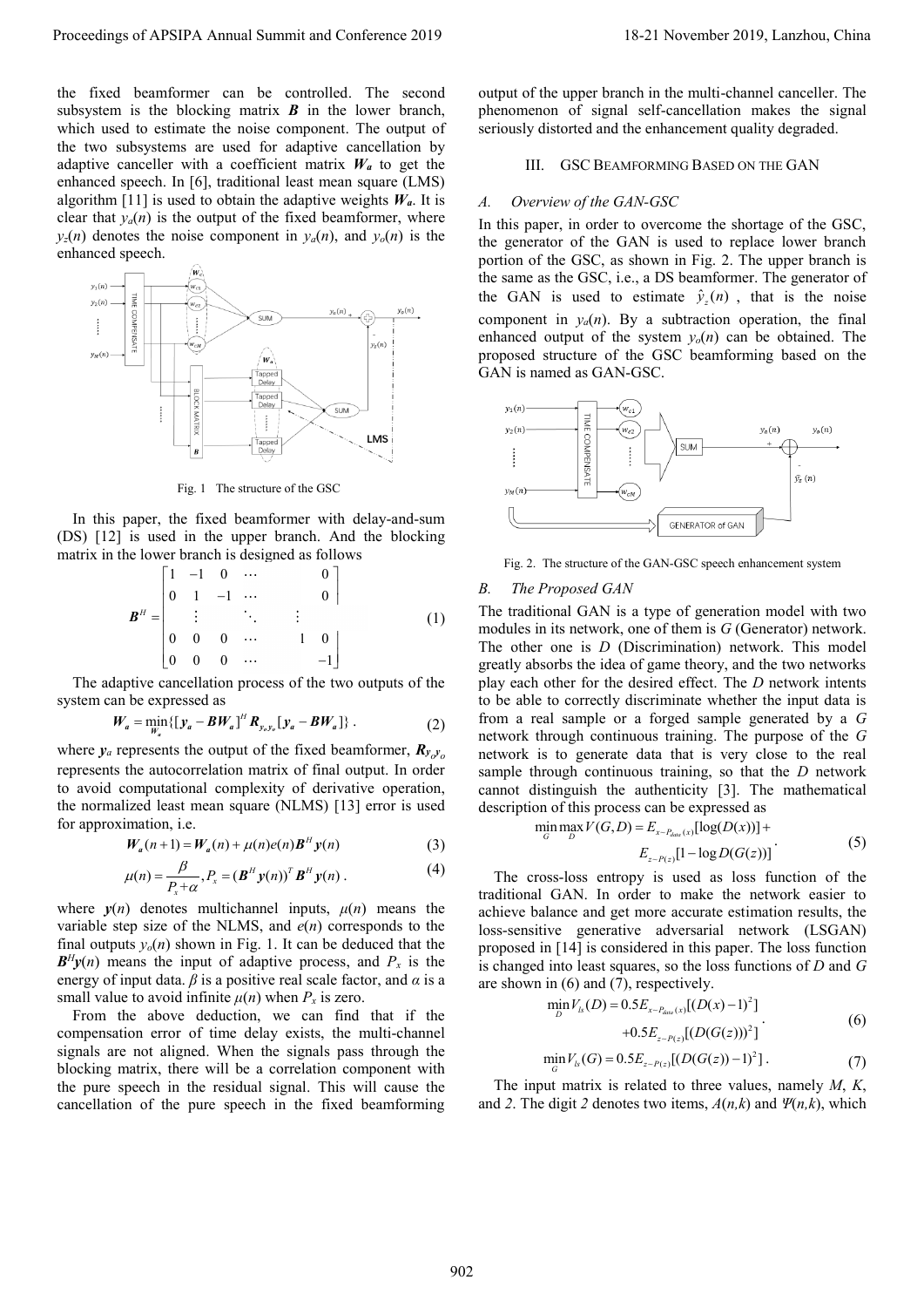the fixed beamformer can be controlled. The second subsystem is the blocking matrix $\boldsymbol{B}$ in the lower branch, which used to estimate the noise component. The output of the two subsystems are used for adaptive cancellation by adaptive canceller with a coefficient matrix $\boldsymbol{W_a}$ to get the enhanced speech. In [6], traditional least mean square (LMS) algorithm [11] is used to obtain the adaptive weights $\boldsymbol{W_a}$. It is clear that $y_a(n)$ is the output of the fixed beamformer, where $y_z(n)$ denotes the noise component in $y_a(n)$, and $y_o(n)$ is the enhanced speech.

Fig. 1 The structure of the GSC

In this paper, the fixed beamformer with delay-and-sum (DS) [12] is used in the upper branch. And the blocking matrix in the lower branch is designed as follows

$$\boldsymbol{B}^H = \begin{bmatrix} 1 & -1 & 0 & \cdots & & 0 \\ 0 & 1 & -1 & \cdots & & 0 \\ & \vdots & & \ddots & \vdots & \\ 0 & 0 & 0 & \cdots & 1 & 0 \\ 0 & 0 & 0 & \cdots & & -1 \end{bmatrix} \tag{1}$$

The adaptive cancellation process of the two outputs of the system can be expressed as

$$\boldsymbol{W_a} = \min_{\boldsymbol{W_a}}\{[\boldsymbol{y_a} - \boldsymbol{B}\boldsymbol{W_a}]^H \boldsymbol{R}_{y_o y_o}[\boldsymbol{y_a} - \boldsymbol{B}\boldsymbol{W_a}]\}. \tag{2}$$

where $\boldsymbol{y}_a$ represents the output of the fixed beamformer, $\boldsymbol{R}_{y_o y_o}$ represents the autocorrelation matrix of final output. In order to avoid computational complexity of derivative operation, the normalized least mean square (NLMS) [13] error is used for approximation, i.e.

$$\boldsymbol{W_a}(n+1) = \boldsymbol{W_a}(n) + \mu(n)e(n)\boldsymbol{B}^H \boldsymbol{y}(n) \tag{3}$$

$$\mu(n) = \frac{\beta}{P_x + \alpha}, P_x = (\boldsymbol{B}^H \boldsymbol{y}(n))^T \boldsymbol{B}^H \boldsymbol{y}(n). \tag{4}$$

where $\boldsymbol{y}(n)$ denotes multichannel inputs, $\mu(n)$ means the variable step size of the NLMS, and $e(n)$ corresponds to the final outputs $y_o(n)$ shown in Fig. 1. It can be deduced that the $\boldsymbol{B}^H\boldsymbol{y}(n)$ means the input of adaptive process, and $P_x$ is the energy of input data. $\beta$ is a positive real scale factor, and $\alpha$ is a small value to avoid infinite $\mu(n)$ when $P_x$ is zero.

From the above deduction, we can find that if the compensation error of time delay exists, the multi-channel signals are not aligned. When the signals pass through the blocking matrix, there will be a correlation component with the pure speech in the residual signal. This will cause the cancellation of the pure speech in the fixed beamforming output of the upper branch in the multi-channel canceller. The phenomenon of signal self-cancellation makes the signal seriously distorted and the enhancement quality degraded.

## III. GSC Beamforming Based on the GAN

### A. Overview of the GAN-GSC

In this paper, in order to overcome the shortage of the GSC, the generator of the GAN is used to replace lower branch portion of the GSC, as shown in Fig. 2. The upper branch is the same as the GSC, i.e., a DS beamformer. The generator of the GAN is used to estimate $\hat{y}_z(n)$, that is the noise component in $y_a(n)$. By a subtraction operation, the final enhanced output of the system $y_o(n)$ can be obtained. The proposed structure of the GSC beamforming based on the GAN is named as GAN-GSC.

Fig. 2. The structure of the GAN-GSC speech enhancement system

### B. The Proposed GAN

The traditional GAN is a type of generation model with two modules in its network, one of them is $G$ (Generator) network. The other one is $D$ (Discrimination) network. This model greatly absorbs the idea of game theory, and the two networks play each other for the desired effect. The $D$ network intents to be able to correctly discriminate whether the input data is from a real sample or a forged sample generated by a $G$ network through continuous training. The purpose of the $G$ network is to generate data that is very close to the real sample through continuous training, so that the $D$ network cannot distinguish the authenticity [3]. The mathematical description of this process can be expressed as

$$\min_G \max_D V(G,D) = E_{x-P_{data}(x)}[\log(D(x))] + E_{z-P(z)}[1 - \log D(G(z))]. \tag{5}$$

The cross-loss entropy is used as loss function of the traditional GAN. In order to make the network easier to achieve balance and get more accurate estimation results, the loss-sensitive generative adversarial network (LSGAN) proposed in [14] is considered in this paper. The loss function is changed into least squares, so the loss functions of $D$ and $G$ are shown in (6) and (7), respectively.

$$\min_D V_{ls}(D) = 0.5E_{x-P_{data}(x)}[(D(x)-1)^2] + 0.5E_{z-P(z)}[(D(G(z)))^2]. \tag{6}$$

$$\min_G V_{ls}(G) = 0.5E_{z-P(z)}[(D(G(z))-1)^2]. \tag{7}$$

The input matrix is related to three values, namely $M$, $K$, and $2$. The digit $2$ denotes two items, $A(n,k)$ and $\Psi(n,k)$, which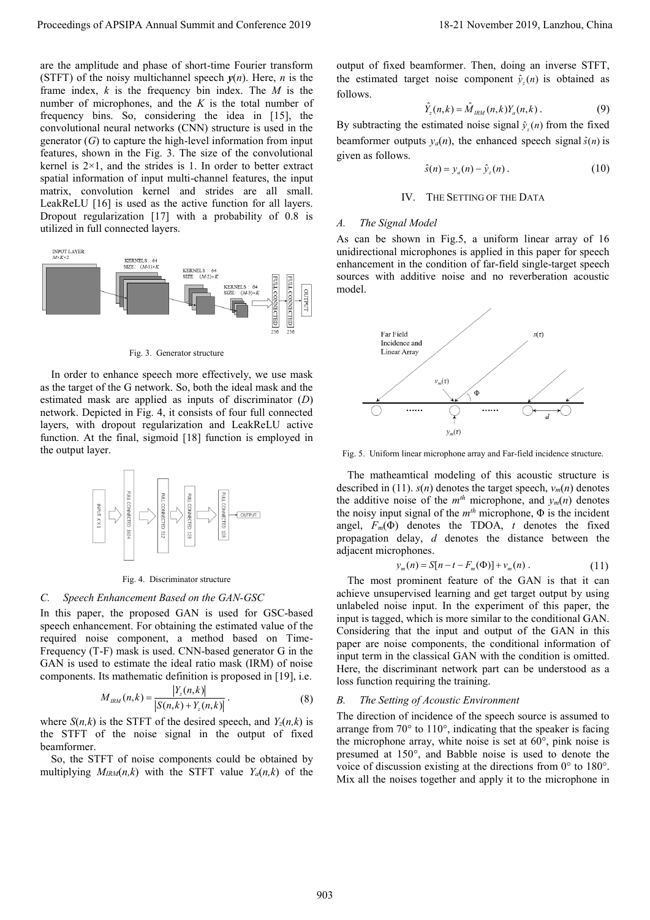are the amplitude and phase of short-time Fourier transform (STFT) of the noisy multichannel speech $\boldsymbol{y}(n)$. Here, $n$ is the frame index, $k$ is the frequency bin index. The $M$ is the number of microphones, and the $K$ is the total number of frequency bins. So, considering the idea in [15], the convolutional neural networks (CNN) structure is used in the generator ($G$) to capture the high-level information from input features, shown in the Fig. 3. The size of the convolutional kernel is 2×1, and the strides is 1. In order to better extract spatial information of input multi-channel features, the input matrix, convolution kernel and strides are all small. LeakReLU [16] is used as the active function for all layers. Dropout regularization [17] with a probability of 0.8 is utilized in full connected layers.

Fig. 3. Generator structure

In order to enhance speech more effectively, we use mask as the target of the G network. So, both the ideal mask and the estimated mask are applied as inputs of discriminator ($D$) network. Depicted in Fig. 4, it consists of four full connected layers, with dropout regularization and LeakReLU active function. At the final, sigmoid [18] function is employed in the output layer.

Fig. 4. Discriminator structure

### C. Speech Enhancement Based on the GAN-GSC

In this paper, the proposed GAN is used for GSC-based speech enhancement. For obtaining the estimated value of the required noise component, a method based on Time-Frequency (T-F) mask is used. CNN-based generator G in the GAN is used to estimate the ideal ratio mask (IRM) of noise components. Its mathematic definition is proposed in [19], i.e.

$$M_{IRM}(n,k) = \frac{|Y_z(n,k)|}{|S(n,k) + Y_z(n,k)|}. \tag{8}$$

where $S(n,k)$ is the STFT of the desired speech, and $Y_z(n,k)$ is the STFT of the noise signal in the output of fixed beamformer.

So, the STFT of noise components could be obtained by multiplying $M_{IRM}(n,k)$ with the STFT value $Y_a(n,k)$ of the output of fixed beamformer. Then, doing an inverse STFT, the estimated target noise component $\hat{y}_z(n)$ is obtained as follows.

$$\hat{Y}_z(n,k) = \hat{M}_{IRM}(n,k)Y_a(n,k). \tag{9}$$

By subtracting the estimated noise signal $\hat{y}_z(n)$ from the fixed beamformer outputs $y_a(n)$, the enhanced speech signal $\hat{s}(n)$ is given as follows.

$$\hat{s}(n) = y_a(n) - \hat{y}_z(n). \tag{10}$$

## IV. The Setting of the Data

### A. The Signal Model

As can be shown in Fig.5, a uniform linear array of 16 unidirectional microphones is applied in this paper for speech enhancement in the condition of far-field single-target speech sources with additive noise and no reverberation acoustic model.

Fig. 5. Uniform linear microphone array and Far-field incidence structure.

The matheamtical modeling of this acoustic structure is described in (11). $s(n)$ denotes the target speech, $v_m(n)$ denotes the additive noise of the $m^{th}$ microphone, and $y_m(n)$ denotes the noisy input signal of the $m^{th}$ microphone, $\Phi$ is the incident angel, $F_m(\Phi)$ denotes the TDOA, $t$ denotes the fixed propagation delay, $d$ denotes the distance between the adjacent microphones.

$$y_m(n) = S[n - t - F_m(\Phi)] + v_m(n). \tag{11}$$

The most prominent feature of the GAN is that it can achieve unsupervised learning and get target output by using unlabeled noise input. In the experiment of this paper, the input is tagged, which is more similar to the conditional GAN. Considering that the input and output of the GAN in this paper are noise components, the conditional information of input term in the classical GAN with the condition is omitted. Here, the discriminant network part can be understood as a loss function requiring the training.

### B. The Setting of Acoustic Environment

The direction of incidence of the speech source is assumed to arrange from 70° to 110°, indicating that the speaker is facing the microphone array, white noise is set at 60°, pink noise is presumed at 150°, and Babble noise is used to denote the voice of discussion existing at the directions from 0° to 180°. Mix all the noises together and apply it to the microphone in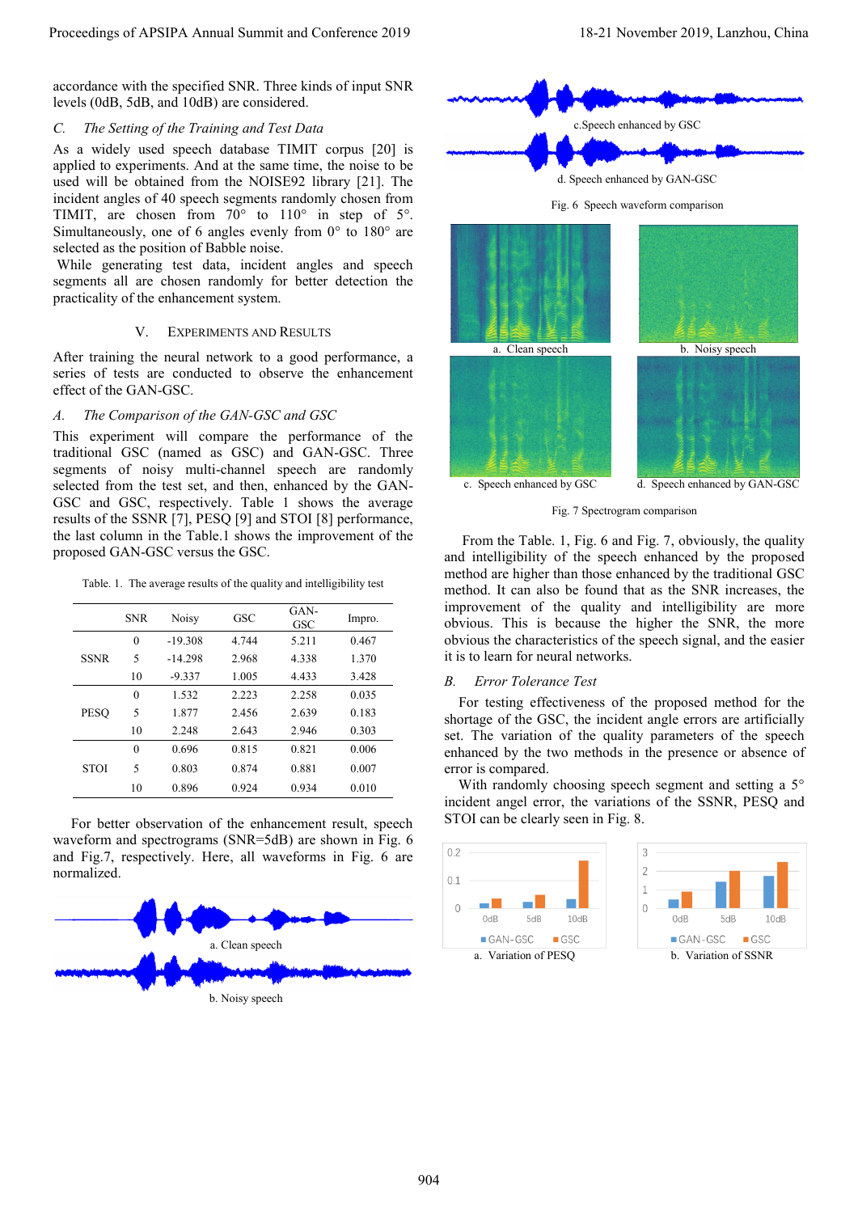accordance with the specified SNR. Three kinds of input SNR levels (0dB, 5dB, and 10dB) are considered.

### *C. The Setting of the Training and Test Data*

As a widely used speech database TIMIT corpus [20] is applied to experiments. And at the same time, the noise to be used will be obtained from the NOISE92 library [21]. The incident angles of 40 speech segments randomly chosen from TIMIT, are chosen from 70° to 110° in step of 5°. Simultaneously, one of 6 angles evenly from 0° to 180° are selected as the position of Babble noise.

While generating test data, incident angles and speech segments all are chosen randomly for better detection the practicality of the enhancement system.

## V. Experiments and Results

After training the neural network to a good performance, a series of tests are conducted to observe the enhancement effect of the GAN-GSC.

### *A. The Comparison of the GAN-GSC and GSC*

This experiment will compare the performance of the traditional GSC (named as GSC) and GAN-GSC. Three segments of noisy multi-channel speech are randomly selected from the test set, and then, enhanced by the GAN-GSC and GSC, respectively. Table 1 shows the average results of the SSNR [7], PESQ [9] and STOI [8] performance, the last column in the Table.1 shows the improvement of the proposed GAN-GSC versus the GSC.

Table. 1. The average results of the quality and intelligibility test

| | SNR | Noisy | GSC | GAN-GSC | Impro. |
|---|---|---|---|---|---|
| SSNR | 0 | -19.308 | 4.744 | 5.211 | 0.467 |
| | 5 | -14.298 | 2.968 | 4.338 | 1.370 |
| | 10 | -9.337 | 1.005 | 4.433 | 3.428 |
| PESQ | 0 | 1.532 | 2.223 | 2.258 | 0.035 |
| | 5 | 1.877 | 2.456 | 2.639 | 0.183 |
| | 10 | 2.248 | 2.643 | 2.946 | 0.303 |
| STOI | 0 | 0.696 | 0.815 | 0.821 | 0.006 |
| | 5 | 0.803 | 0.874 | 0.881 | 0.007 |
| | 10 | 0.896 | 0.924 | 0.934 | 0.010 |

For better observation of the enhancement result, speech waveform and spectrograms (SNR=5dB) are shown in Fig. 6 and Fig.7, respectively. Here, all waveforms in Fig. 6 are normalized.

a. Clean speech

b. Noisy speech

c. Speech enhanced by GSC

d. Speech enhanced by GAN-GSC

Fig. 6 Speech waveform comparison

a. Clean speech

b. Noisy speech

c. Speech enhanced by GSC

d. Speech enhanced by GAN-GSC

Fig. 7 Spectrogram comparison

From the Table. 1, Fig. 6 and Fig. 7, obviously, the quality and intelligibility of the speech enhanced by the proposed method are higher than those enhanced by the traditional GSC method. It can also be found that as the SNR increases, the improvement of the quality and intelligibility are more obvious. This is because the higher the SNR, the more obvious the characteristics of the speech signal, and the easier it is to learn for neural networks.

### *B. Error Tolerance Test*

For testing effectiveness of the proposed method for the shortage of the GSC, the incident angle errors are artificially set. The variation of the quality parameters of the speech enhanced by the two methods in the presence or absence of error is compared.

With randomly choosing speech segment and setting a 5° incident angel error, the variations of the SSNR, PESQ and STOI can be clearly seen in Fig. 8.

a. Variation of PESQ

b. Variation of SSNR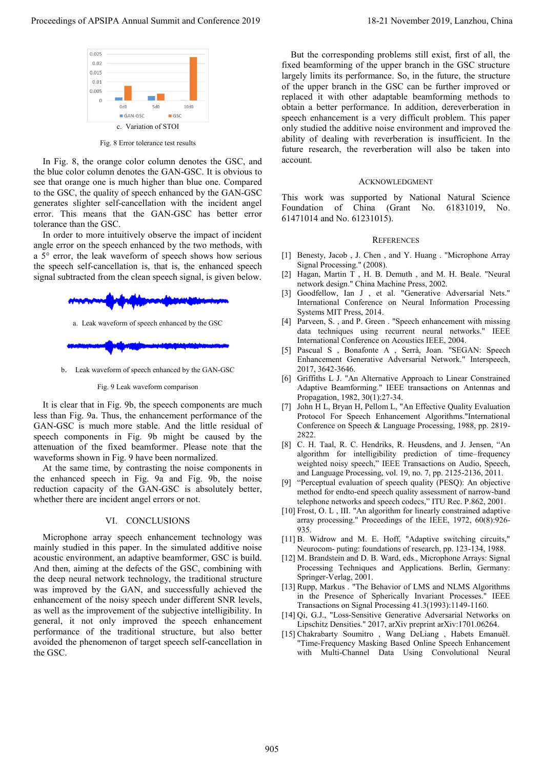c. Variation of STOI

Fig. 8 Error tolerance test results

In Fig. 8, the orange color column denotes the GSC, and the blue color column denotes the GAN-GSC. It is obvious to see that orange one is much higher than blue one. Compared to the GSC, the quality of speech enhanced by the GAN-GSC generates slighter self-cancellation with the incident angel error. This means that the GAN-GSC has better error tolerance than the GSC.

In order to more intuitively observe the impact of incident angle error on the speech enhanced by the two methods, with a 5° error, the leak waveform of speech shows how serious the speech self-cancellation is, that is, the enhanced speech signal subtracted from the clean speech signal, is given below.

a. Leak waveform of speech enhanced by the GSC

b. Leak waveform of speech enhanced by the GAN-GSC

Fig. 9 Leak waveform comparison

It is clear that in Fig. 9b, the speech components are much less than Fig. 9a. Thus, the enhancement performance of the GAN-GSC is much more stable. And the little residual of speech components in Fig. 9b might be caused by the attenuation of the fixed beamformer. Please note that the waveforms shown in Fig. 9 have been normalized.

At the same time, by contrasting the noise components in the enhanced speech in Fig. 9a and Fig. 9b, the noise reduction capacity of the GAN-GSC is absolutely better, whether there are incident angel errors or not.

## VI. CONCLUSIONS

Microphone array speech enhancement technology was mainly studied in this paper. In the simulated additive noise acoustic environment, an adaptive beamformer, GSC is build. And then, aiming at the defects of the GSC, combining with the deep neural network technology, the traditional structure was improved by the GAN, and successfully achieved the enhancement of the noisy speech under different SNR levels, as well as the improvement of the subjective intelligibility. In general, it not only improved the speech enhancement performance of the traditional structure, but also better avoided the phenomenon of target speech self-cancellation in the GSC.

But the corresponding problems still exist, first of all, the fixed beamforming of the upper branch in the GSC structure largely limits its performance. So, in the future, the structure of the upper branch in the GSC can be further improved or replaced it with other adaptable beamforming methods to obtain a better performance. In addition, dereverberation in speech enhancement is a very difficult problem. This paper only studied the additive noise environment and improved the ability of dealing with reverberation is insufficient. In the future research, the reverberation will also be taken into account.

## ACKNOWLEDGMENT

This work was supported by National Natural Science Foundation of China (Grant No. 61831019, No. 61471014 and No. 61231015).

## REFERENCES

[1] Benesty, Jacob , J. Chen , and Y. Huang . "Microphone Array Signal Processing." (2008).

[2] Hagan, Martin T , H. B. Demuth , and M. H. Beale. "Neural network design." China Machine Press, 2002.

[3] Goodfellow, Ian J , et al. "Generative Adversarial Nets." International Conference on Neural Information Processing Systems MIT Press, 2014.

[4] Parveen, S. , and P. Green . "Speech enhancement with missing data techniques using recurrent neural networks." IEEE International Conference on Acoustics IEEE, 2004.

[5] Pascual S , Bonafonte A , Serrà, Joan. "SEGAN: Speech Enhancement Generative Adversarial Network." Interspeech, 2017, 3642-3646.

[6] Griffiths L J. "An Alternative Approach to Linear Constrained Adaptive Beamforming." IEEE transactions on Antennas and Propagation, 1982, 30(1):27-34.

[7] John H L, Bryan H, Pellom L, "An Effective Quality Evaluation Protocol For Speech Enhancement Algorithms."International Conference on Speech & Language Processing, 1988, pp. 2819-2822.

[8] C. H. Taal, R. C. Hendriks, R. Heusdens, and J. Jensen, "An algorithm for intelligibility prediction of time–frequency weighted noisy speech," IEEE Transactions on Audio, Speech, and Language Processing, vol. 19, no. 7, pp. 2125-2136, 2011.

[9] "Perceptual evaluation of speech quality (PESQ): An objective method for endto-end speech quality assessment of narrow-band telephone networks and speech codecs," ITU Rec. P.862, 2001.

[10] Frost, O. L , III. "An algorithm for linearly constrained adaptive array processing." Proceedings of the IEEE, 1972, 60(8):926-935.

[11] B. Widrow and M. E. Hoff, "Adaptive switching circuits," Neurocom- puting: foundations of research, pp. 123-134, 1988.

[12] M. Brandstein and D. B. Ward, eds., Microphone Arrays: Signal Processing Techniques and Applications. Berlin, Germany: Springer-Verlag, 2001.

[13] Rupp, Markus . "The Behavior of LMS and NLMS Algorithms in the Presence of Spherically Invariant Processes." IEEE Transactions on Signal Processing 41.3(1993):1149-1160.

[14] Qi, G.J., "Loss-Sensitive Generative Adversarial Networks on Lipschitz Densities." 2017, arXiv preprint arXiv:1701.06264.

[15] Chakrabarty Soumitro , Wang DeLiang , Habets Emanuël. "Time-Frequency Masking Based Online Speech Enhancement with Multi-Channel Data Using Convolutional Neural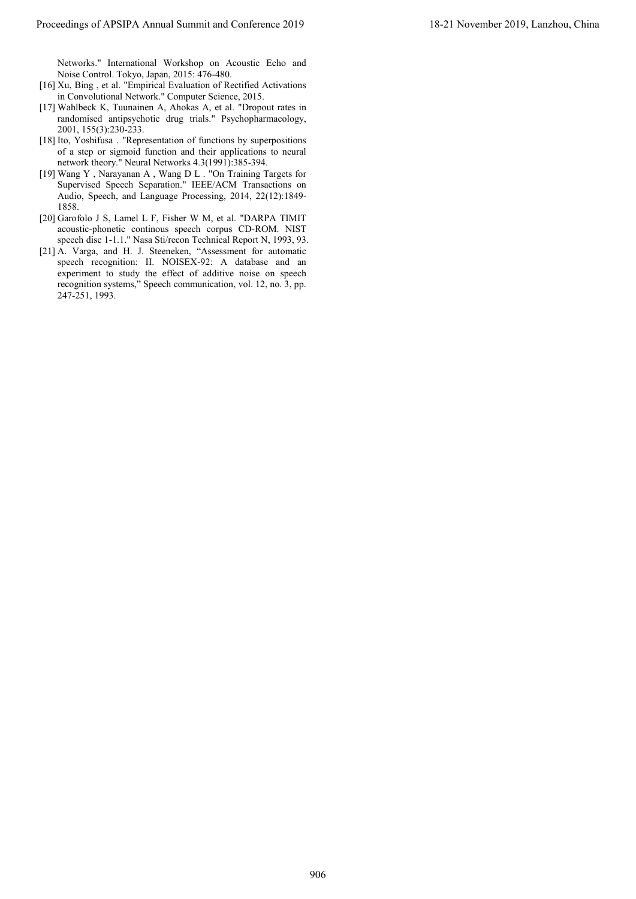Networks." International Workshop on Acoustic Echo and Noise Control. Tokyo, Japan, 2015: 476-480.

[16] Xu, Bing , et al. "Empirical Evaluation of Rectified Activations in Convolutional Network." Computer Science, 2015.

[17] Wahlbeck K, Tuunainen A, Ahokas A, et al. "Dropout rates in randomised antipsychotic drug trials." Psychopharmacology, 2001, 155(3):230-233.

[18] Ito, Yoshifusa . "Representation of functions by superpositions of a step or sigmoid function and their applications to neural network theory." Neural Networks 4.3(1991):385-394.

[19] Wang Y , Narayanan A , Wang D L . "On Training Targets for Supervised Speech Separation." IEEE/ACM Transactions on Audio, Speech, and Language Processing, 2014, 22(12):1849-1858.

[20] Garofolo J S, Lamel L F, Fisher W M, et al. "DARPA TIMIT acoustic-phonetic continous speech corpus CD-ROM. NIST speech disc 1-1.1." Nasa Sti/recon Technical Report N, 1993, 93.

[21] A. Varga, and H. J. Steeneken, "Assessment for automatic speech recognition: II. NOISEX-92: A database and an experiment to study the effect of additive noise on speech recognition systems," Speech communication, vol. 12, no. 3, pp. 247-251, 1993.